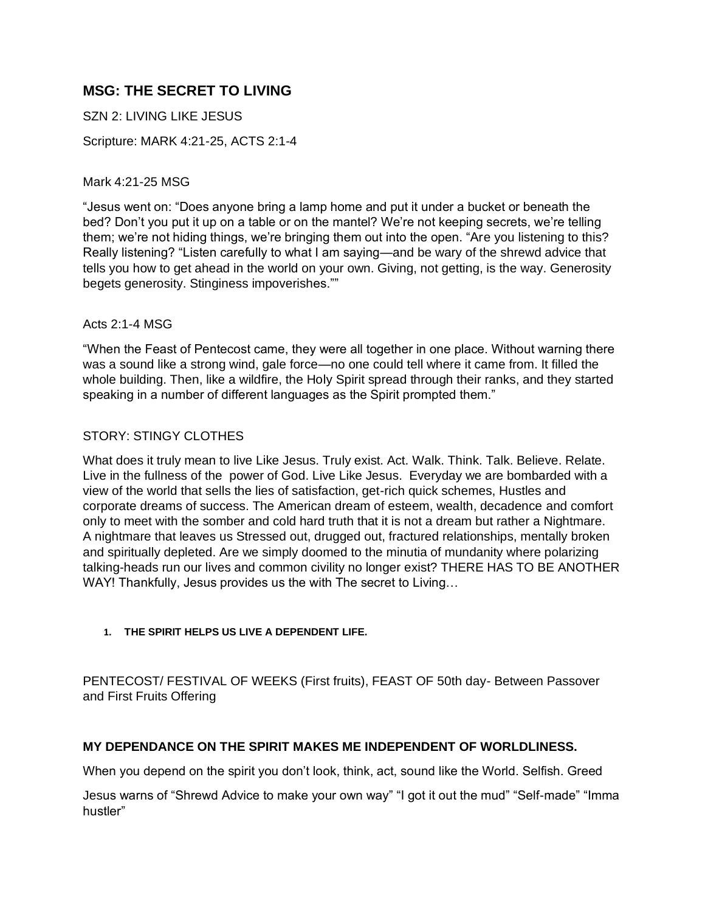## MSG: THE SECRET TO LIVING

SZN 2: LIVING LIKE JESUS

Scripture: MARK 4:21-25, ACTS 2:1-4

Mark 4:21-25 MSG

"Jesus went on: "Does anyone bring a lamp home and put it under a bucket or beneath the bed? Don't you put it up on a table or on the mantel? We're not keeping secrets, we're telling them; we're not hiding things, we're bringing them out into the open. "Are you listening to this? Really listening? "Listen carefully to what I am saying—and be wary of the shrewd advice that tells you how to get ahead in the world on your own. Giving, not getting, is the way. Generosity begets generosity. Stinginess impoverishes.""

Acts 2:1-4 MSG

"When the Feast of Pentecost came, they were all together in one place. Without warning there was a sound like a strong wind, gale force—no one could tell where it came from. It filled the whole building. Then, like a wildfire, the Holy Spirit spread through their ranks, and they started speaking in a number of different languages as the Spirit prompted them."

STORY: STINGY CLOTHES

What does it truly mean to live Like Jesus. Truly exist. Act. Walk. Think. Talk. Believe. Relate. Live in the fullness of the power of God. Live Like Jesus. Everyday we are bombarded with a view of the world that sells the lies of satisfaction, get-rich quick schemes, Hustles and corporate dreams of success. The American dream of esteem, wealth, decadence and comfort only to meet with the somber and cold hard truth that it is not a dream but rather a Nightmare. A nightmare that leaves us Stressed out, drugged out, fractured relationships, mentally broken and spiritually depleted. Are we simply doomed to the minutia of mundanity where polarizing talking-heads run our lives and common civility no longer exist? THERE HAS TO BE ANOTHER WAY! Thankfully, Jesus provides us the with The secret to Living…

1. **THE SPIRIT HELPS US LIVE A DEPENDENT LIFE.**

PENTECOST/ FESTIVAL OF WEEKS (First fruits), FEAST OF 50th day- Between Passover and First Fruits Offering

**MY DEPENDANCE ON THE SPIRIT MAKES ME INDEPENDENT OF WORLDLINESS.**

When you depend on the spirit you don't look, think, act, sound like the World. Selfish. Greed

Jesus warns of "Shrewd Advice to make your own way" "I got it out the mud" "Self-made" "Imma hustler"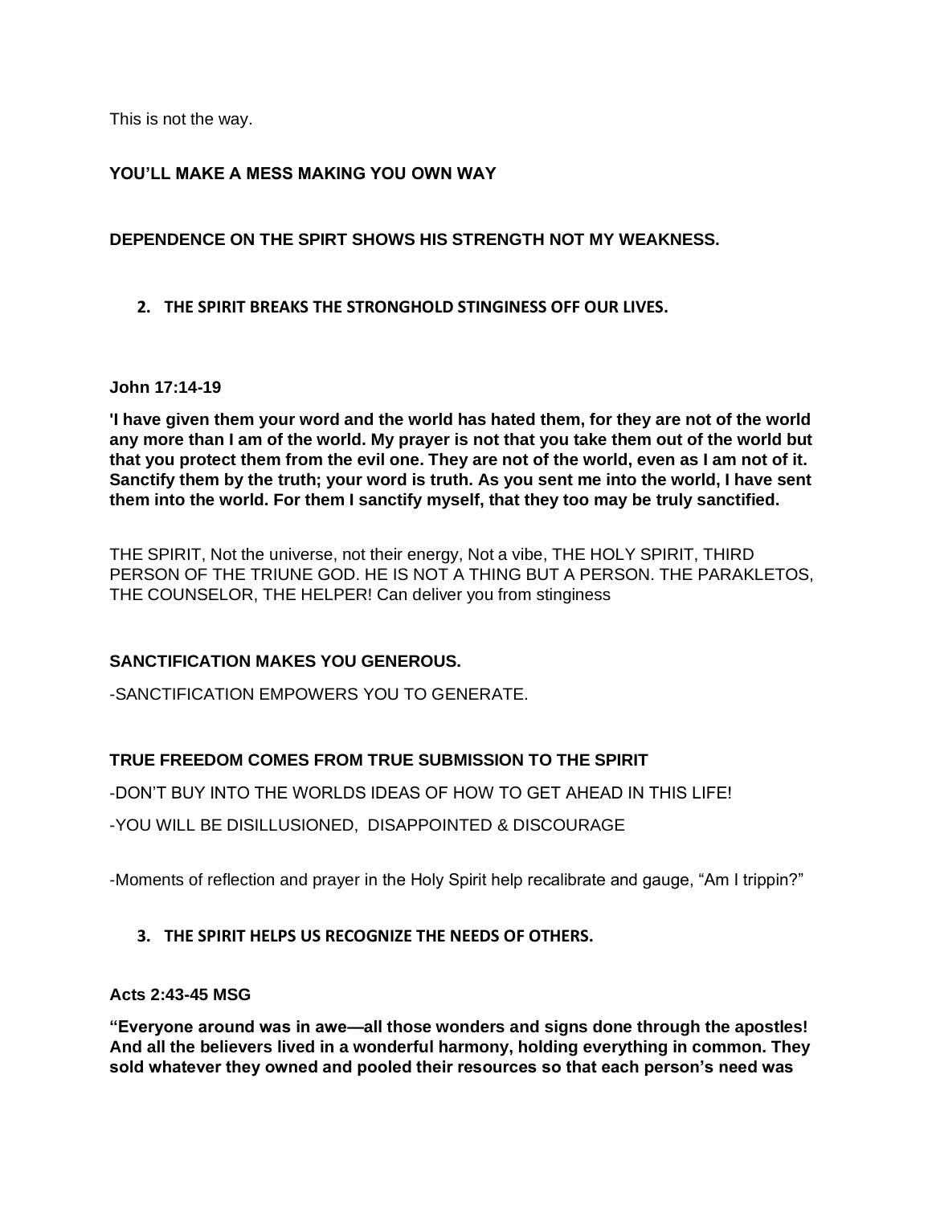This is not the way.

**YOU'LL MAKE A MESS MAKING YOU OWN WAY**

**DEPENDENCE ON THE SPIRT SHOWS HIS STRENGTH NOT MY WEAKNESS.**

2. **THE SPIRIT BREAKS THE STRONGHOLD STINGINESS OFF OUR LIVES.**

**John 17:14-19**

**'I have given them your word and the world has hated them, for they are not of the world any more than I am of the world. My prayer is not that you take them out of the world but that you protect them from the evil one. They are not of the world, even as I am not of it. Sanctify them by the truth; your word is truth. As you sent me into the world, I have sent them into the world. For them I sanctify myself, that they too may be truly sanctified.**

THE SPIRIT, Not the universe, not their energy, Not a vibe, THE HOLY SPIRIT, THIRD PERSON OF THE TRIUNE GOD. HE IS NOT A THING BUT A PERSON. THE PARAKLETOS, THE COUNSELOR, THE HELPER! Can deliver you from stinginess

**SANCTIFICATION MAKES YOU GENEROUS.**

-SANCTIFICATION EMPOWERS YOU TO GENERATE.

**TRUE FREEDOM COMES FROM TRUE SUBMISSION TO THE SPIRIT**

-DON'T BUY INTO THE WORLDS IDEAS OF HOW TO GET AHEAD IN THIS LIFE!

-YOU WILL BE DISILLUSIONED, DISAPPOINTED & DISCOURAGE

-Moments of reflection and prayer in the Holy Spirit help recalibrate and gauge, "Am I trippin?"

3. **THE SPIRIT HELPS US RECOGNIZE THE NEEDS OF OTHERS.**

**Acts 2:43-45 MSG**

**"Everyone around was in awe—all those wonders and signs done through the apostles! And all the believers lived in a wonderful harmony, holding everything in common. They sold whatever they owned and pooled their resources so that each person's need was**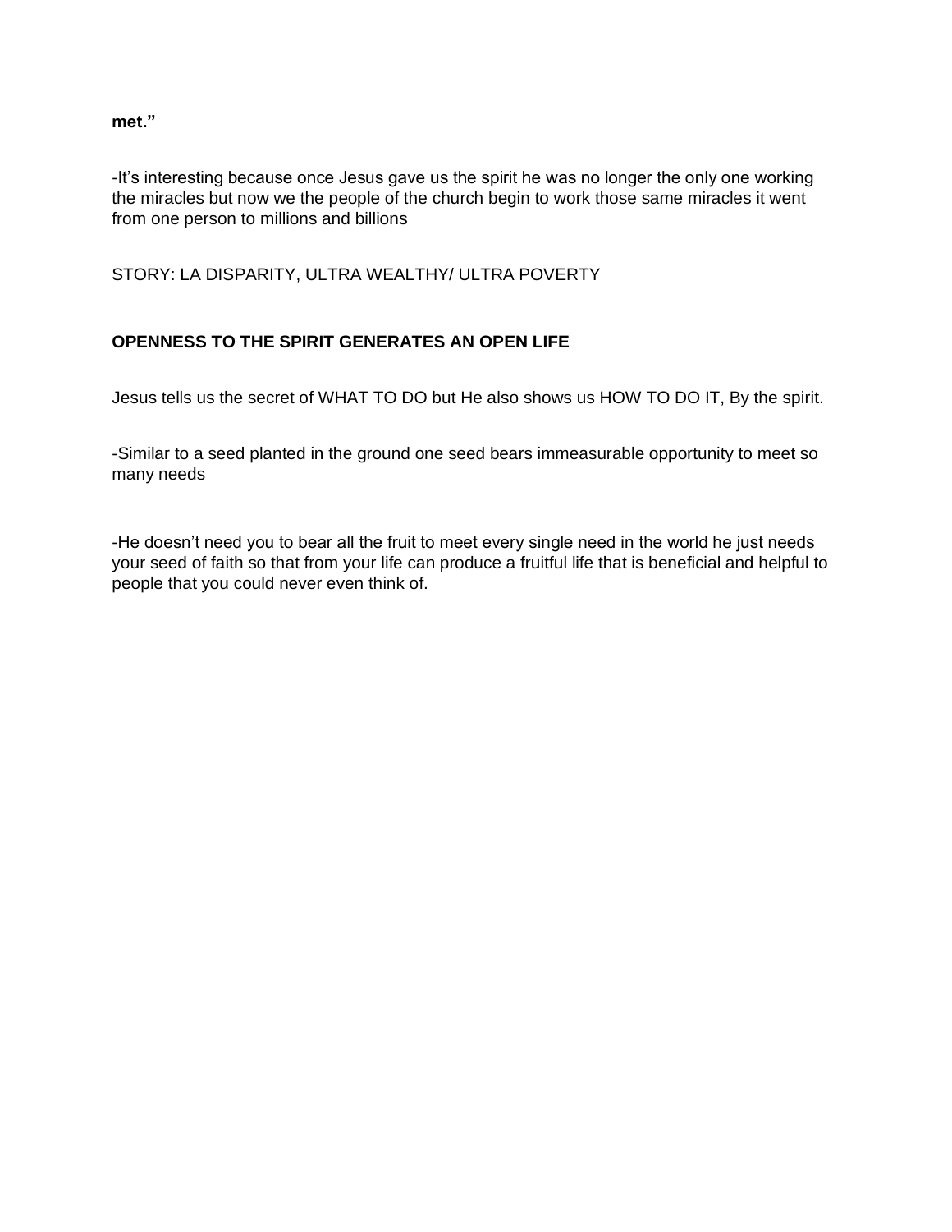**met.”**

-It’s interesting because once Jesus gave us the spirit he was no longer the only one working the miracles but now we the people of the church begin to work those same miracles it went from one person to millions and billions

STORY: LA DISPARITY, ULTRA WEALTHY/ ULTRA POVERTY

**OPENNESS TO THE SPIRIT GENERATES AN OPEN LIFE**

Jesus tells us the secret of WHAT TO DO but He also shows us HOW TO DO IT, By the spirit.

-Similar to a seed planted in the ground one seed bears immeasurable opportunity to meet so many needs

-He doesn’t need you to bear all the fruit to meet every single need in the world he just needs your seed of faith so that from your life can produce a fruitful life that is beneficial and helpful to people that you could never even think of.